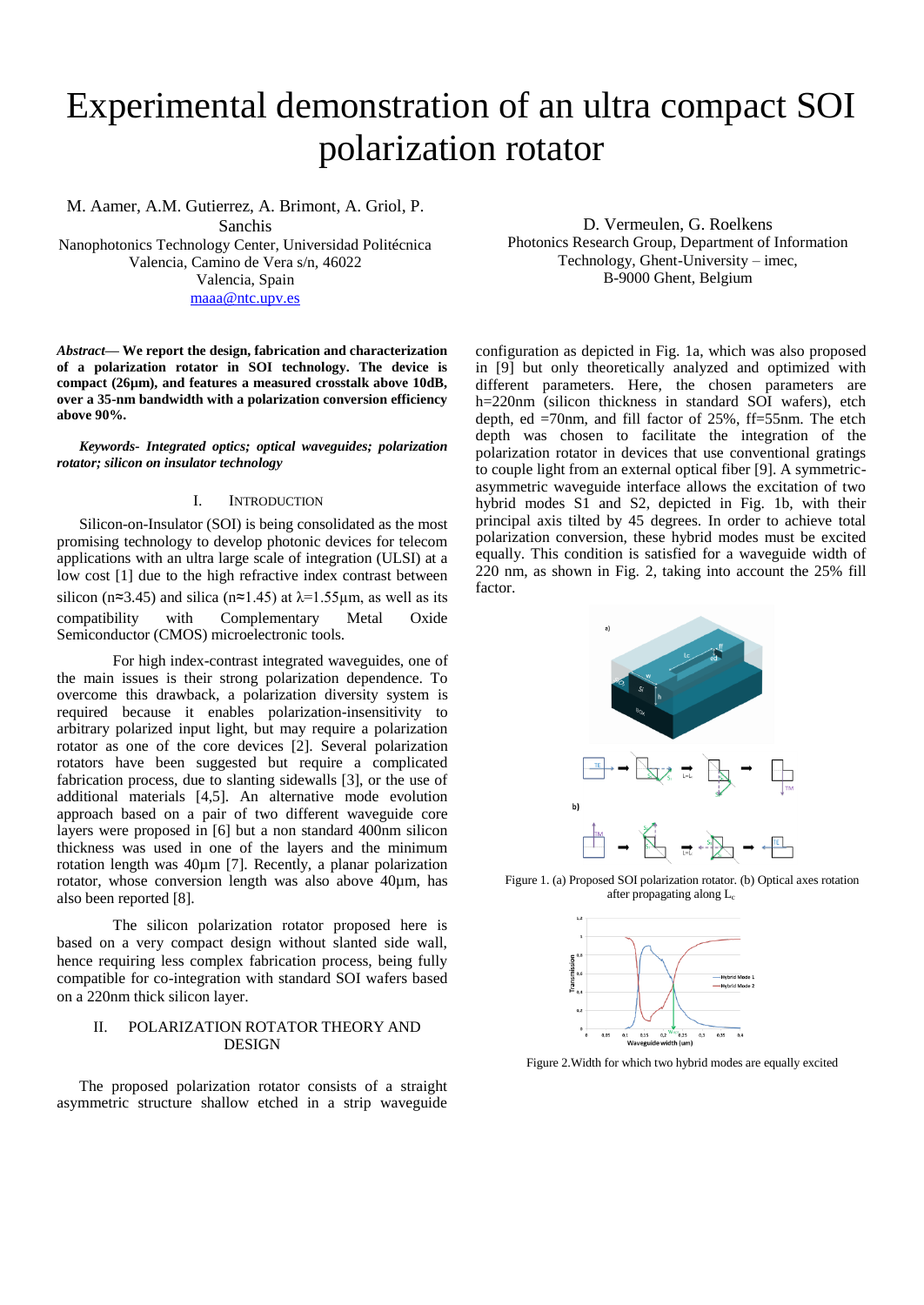# Experimental demonstration of an ultra compact SOI polarization rotator

M. Aamer, A.M. Gutierrez, A. Brimont, A. Griol, P. Sanchis
Nanophotonics Technology Center, Universidad Politécnica Valencia, Camino de Vera s/n, 46022
Valencia, Spain
maaa@ntc.upv.es

D. Vermeulen, G. Roelkens
Photonics Research Group, Department of Information Technology, Ghent-University – imec,
B-9000 Ghent, Belgium

***Abstract***— **We report the design, fabrication and characterization of a polarization rotator in SOI technology. The device is compact (26µm), and features a measured crosstalk above 10dB, over a 35-nm bandwidth with a polarization conversion efficiency above 90%.**

***Keywords- Integrated optics; optical waveguides; polarization rotator; silicon on insulator technology***

## I. Introduction

Silicon-on-Insulator (SOI) is being consolidated as the most promising technology to develop photonic devices for telecom applications with an ultra large scale of integration (ULSI) at a low cost [1] due to the high refractive index contrast between silicon (n≈3.45) and silica (n≈1.45) at λ=1.55µm, as well as its compatibility with Complementary Metal Oxide Semiconductor (CMOS) microelectronic tools.

For high index-contrast integrated waveguides, one of the main issues is their strong polarization dependence. To overcome this drawback, a polarization diversity system is required because it enables polarization-insensitivity to arbitrary polarized input light, but may require a polarization rotator as one of the core devices [2]. Several polarization rotators have been suggested but require a complicated fabrication process, due to slanting sidewalls [3], or the use of additional materials [4,5]. An alternative mode evolution approach based on a pair of two different waveguide core layers were proposed in [6] but a non standard 400nm silicon thickness was used in one of the layers and the minimum rotation length was 40µm [7]. Recently, a planar polarization rotator, whose conversion length was also above 40µm, has also been reported [8].

The silicon polarization rotator proposed here is based on a very compact design without slanted side wall, hence requiring less complex fabrication process, being fully compatible for co-integration with standard SOI wafers based on a 220nm thick silicon layer.

## II. Polarization Rotator Theory and Design

The proposed polarization rotator consists of a straight asymmetric structure shallow etched in a strip waveguide configuration as depicted in Fig. 1a, which was also proposed in [9] but only theoretically analyzed and optimized with different parameters. Here, the chosen parameters are h=220nm (silicon thickness in standard SOI wafers), etch depth, ed =70nm, and fill factor of 25%, ff=55nm. The etch depth was chosen to facilitate the integration of the polarization rotator in devices that use conventional gratings to couple light from an external optical fiber [9]. A symmetric-asymmetric waveguide interface allows the excitation of two hybrid modes S1 and S2, depicted in Fig. 1b, with their principal axis tilted by 45 degrees. In order to achieve total polarization conversion, these hybrid modes must be excited equally. This condition is satisfied for a waveguide width of 220 nm, as shown in Fig. 2, taking into account the 25% fill factor.

Figure 1. (a) Proposed SOI polarization rotator. (b) Optical axes rotation after propagating along $L_c$

Figure 2.Width for which two hybrid modes are equally excited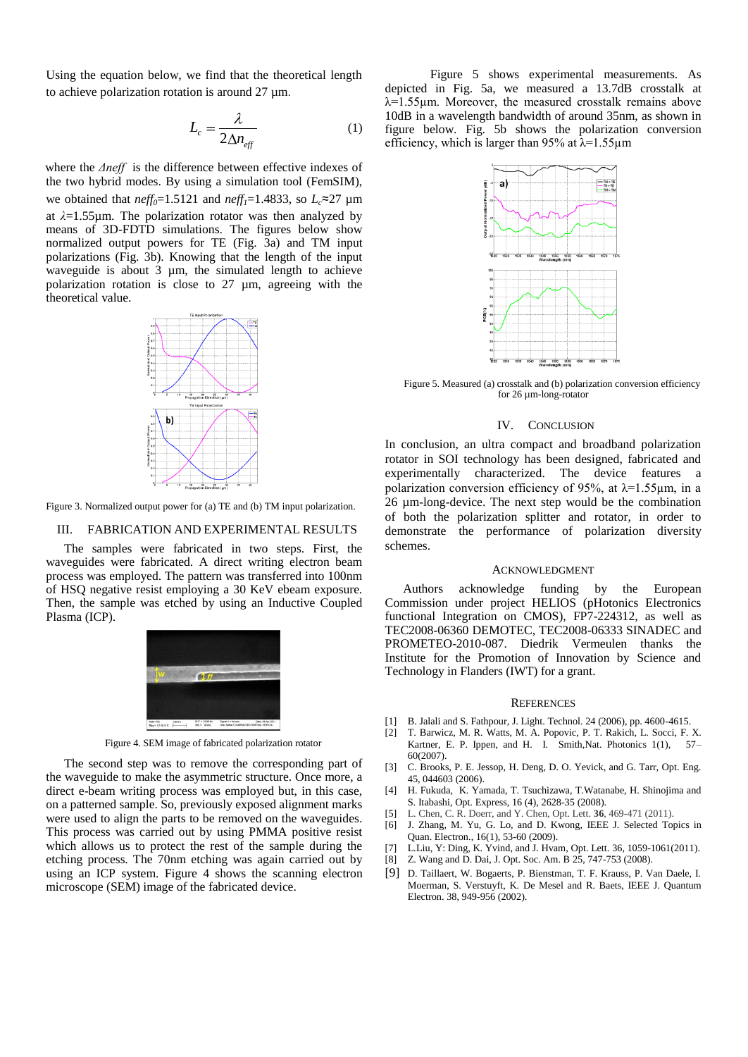Using the equation below, we find that the theoretical length to achieve polarization rotation is around 27 µm.

$$L_c = \frac{\lambda}{2\Delta n_{eff}} \quad (1)$$

where the $\Delta neff$ is the difference between effective indexes of the two hybrid modes. By using a simulation tool (FemSIM), we obtained that $neff_0$=1.5121 and $neff_1$=1.4833, so $L_c$≈27 µm at $\lambda$=1.55µm. The polarization rotator was then analyzed by means of 3D-FDTD simulations. The figures below show normalized output powers for TE (Fig. 3a) and TM input polarizations (Fig. 3b). Knowing that the length of the input waveguide is about 3 µm, the simulated length to achieve polarization rotation is close to 27 µm, agreeing with the theoretical value.

Figure 3. Normalized output power for (a) TE and (b) TM input polarization.

## III. FABRICATION AND EXPERIMENTAL RESULTS

The samples were fabricated in two steps. First, the waveguides were fabricated. A direct writing electron beam process was employed. The pattern was transferred into 100nm of HSQ negative resist employing a 30 KeV ebeam exposure. Then, the sample was etched by using an Inductive Coupled Plasma (ICP).

Figure 4. SEM image of fabricated polarization rotator

The second step was to remove the corresponding part of the waveguide to make the asymmetric structure. Once more, a direct e-beam writing process was employed but, in this case, on a patterned sample. So, previously exposed alignment marks were used to align the parts to be removed on the waveguides. This process was carried out by using PMMA positive resist which allows us to protect the rest of the sample during the etching process. The 70nm etching was again carried out by using an ICP system. Figure 4 shows the scanning electron microscope (SEM) image of the fabricated device.

Figure 5 shows experimental measurements. As depicted in Fig. 5a, we measured a 13.7dB crosstalk at λ=1.55µm. Moreover, the measured crosstalk remains above 10dB in a wavelength bandwidth of around 35nm, as shown in figure below. Fig. 5b shows the polarization conversion efficiency, which is larger than 95% at λ=1.55µm

Figure 5. Measured (a) crosstalk and (b) polarization conversion efficiency for 26 µm-long-rotator

## IV. CONCLUSION

In conclusion, an ultra compact and broadband polarization rotator in SOI technology has been designed, fabricated and experimentally characterized. The device features a polarization conversion efficiency of 95%, at λ=1.55µm, in a 26 µm-long-device. The next step would be the combination of both the polarization splitter and rotator, in order to demonstrate the performance of polarization diversity schemes.

## ACKNOWLEDGMENT

Authors acknowledge funding by the European Commission under project HELIOS (pHotonics Electronics functional Integration on CMOS), FP7-224312, as well as TEC2008-06360 DEMOTEC, TEC2008-06333 SINADEC and PROMETEO-2010-087. Diedrik Vermeulen thanks the Institute for the Promotion of Innovation by Science and Technology in Flanders (IWT) for a grant.

## REFERENCES

[1] B. Jalali and S. Fathpour, J. Light. Technol. 24 (2006), pp. 4600-4615.

[2] T. Barwicz, M. R. Watts, M. A. Popovic, P. T. Rakich, L. Socci, F. X. Kartner, E. P. Ippen, and H. I. Smith,Nat. Photonics 1(1), 57–60(2007).

[3] C. Brooks, P. E. Jessop, H. Deng, D. O. Yevick, and G. Tarr, Opt. Eng. 45, 044603 (2006).

[4] H. Fukuda, K. Yamada, T. Tsuchizawa, T.Watanabe, H. Shinojima and S. Itabashi, Opt. Express, 16 (4), 2628-35 (2008).

[5] L. Chen, C. R. Doerr, and Y. Chen, Opt. Lett. **36**, 469-471 (2011).

[6] J. Zhang, M. Yu, G. Lo, and D. Kwong, IEEE J. Selected Topics in Quan. Electron., 16(1), 53-60 (2009).

[7] L.Liu, Y: Ding, K. Yvind, and J. Hvam, Opt. Lett. 36, 1059-1061(2011).

[8] Z. Wang and D. Dai, J. Opt. Soc. Am. B 25, 747-753 (2008).

[9] D. Taillaert, W. Bogaerts, P. Bienstman, T. F. Krauss, P. Van Daele, I. Moerman, S. Verstuyft, K. De Mesel and R. Baets, IEEE J. Quantum Electron. 38, 949-956 (2002).